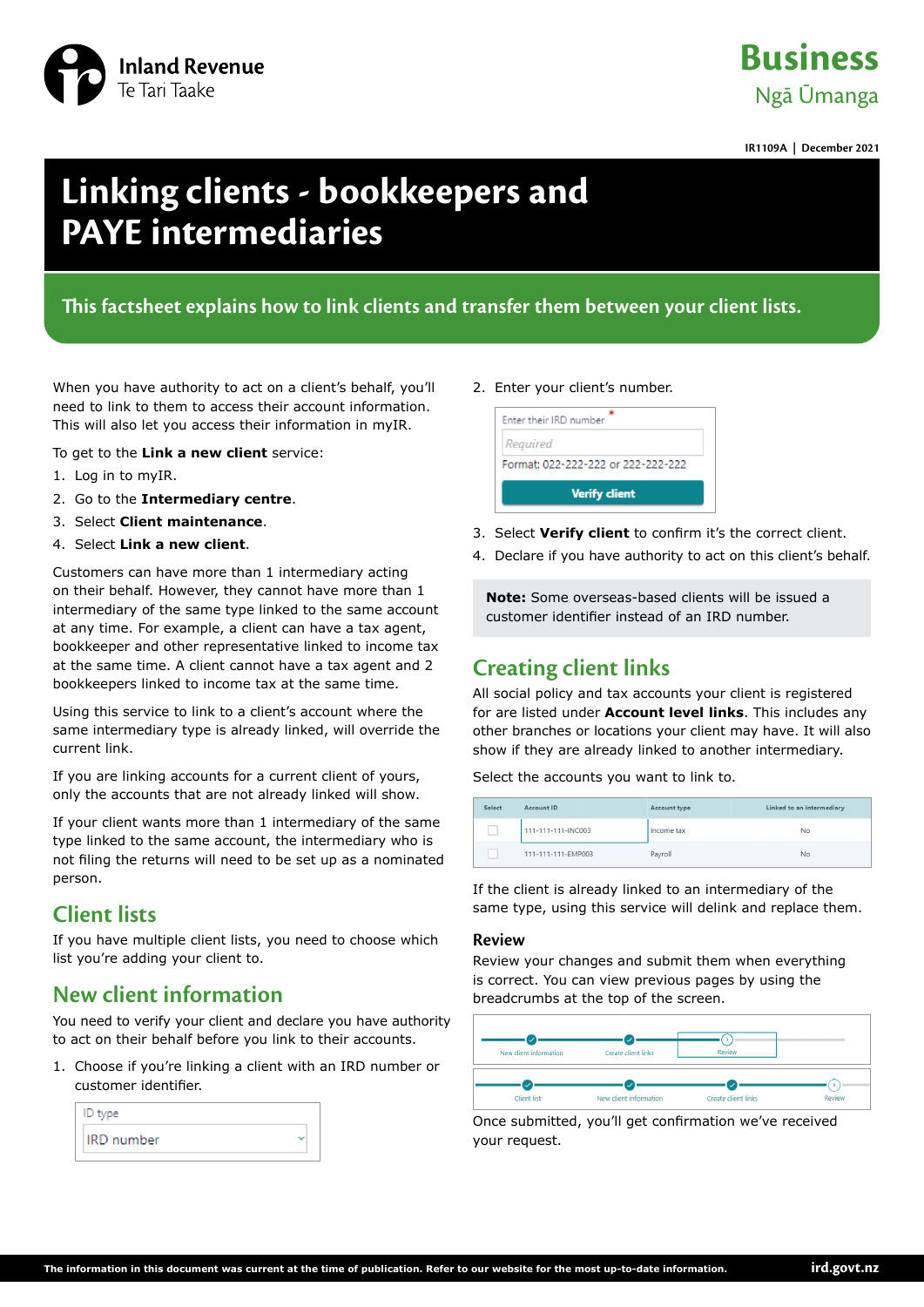Inland Revenue
Te Tari Taake

Business
Ngā Ūmanga

IR1109A | December 2021

# Linking clients - bookkeepers and PAYE intermediaries

**This factsheet explains how to link clients and transfer them between your client lists.**

When you have authority to act on a client's behalf, you'll need to link to them to access their account information. This will also let you access their information in myIR.

To get to the **Link a new client** service:

1. Log in to myIR.
2. Go to the **Intermediary centre**.
3. Select **Client maintenance**.
4. Select **Link a new client**.

Customers can have more than 1 intermediary acting on their behalf. However, they cannot have more than 1 intermediary of the same type linked to the same account at any time. For example, a client can have a tax agent, bookkeeper and other representative linked to income tax at the same time. A client cannot have a tax agent and 2 bookkeepers linked to income tax at the same time.

Using this service to link to a client's account where the same intermediary type is already linked, will override the current link.

If you are linking accounts for a current client of yours, only the accounts that are not already linked will show.

If your client wants more than 1 intermediary of the same type linked to the same account, the intermediary who is not filing the returns will need to be set up as a nominated person.

## Client lists

If you have multiple client lists, you need to choose which list you're adding your client to.

## New client information

You need to verify your client and declare you have authority to act on their behalf before you link to their accounts.

1. Choose if you're linking a client with an IRD number or customer identifier.

ID type
IRD number

2. Enter your client's number.

Enter their IRD number *
Required
Format: 022-222-222 or 222-222-222
Verify client

3. Select **Verify client** to confirm it's the correct client.
4. Declare if you have authority to act on this client's behalf.

**Note:** Some overseas-based clients will be issued a customer identifier instead of an IRD number.

## Creating client links

All social policy and tax accounts your client is registered for are listed under **Account level links**. This includes any other branches or locations your client may have. It will also show if they are already linked to another intermediary.

Select the accounts you want to link to.

| Select | Account ID | Account type | Linked to an intermediary |
|---|---|---|---|
| ☐ | 111-111-111-INC003 | Income tax | No |
| ☐ | 111-111-111-EMP003 | Payroll | No |

If the client is already linked to an intermediary of the same type, using this service will delink and replace them.

### Review

Review your changes and submit them when everything is correct. You can view previous pages by using the breadcrumbs at the top of the screen.

New client information → Create client links → Review

Client list → New client information → Create client links → Review

Once submitted, you'll get confirmation we've received your request.

The information in this document was current at the time of publication. Refer to our website for the most up-to-date information. ird.govt.nz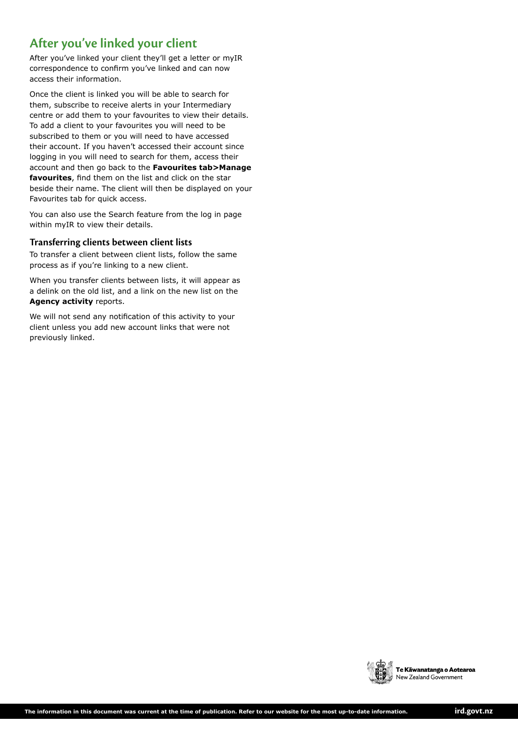## After you've linked your client

After you've linked your client they'll get a letter or myIR correspondence to confirm you've linked and can now access their information.

Once the client is linked you will be able to search for them, subscribe to receive alerts in your Intermediary centre or add them to your favourites to view their details. To add a client to your favourites you will need to be subscribed to them or you will need to have accessed their account. If you haven't accessed their account since logging in you will need to search for them, access their account and then go back to the **Favourites tab>Manage favourites**, find them on the list and click on the star beside their name. The client will then be displayed on your Favourites tab for quick access.

You can also use the Search feature from the log in page within myIR to view their details.

### Transferring clients between client lists

To transfer a client between client lists, follow the same process as if you're linking to a new client.

When you transfer clients between lists, it will appear as a delink on the old list, and a link on the new list on the **Agency activity** reports.

We will not send any notification of this activity to your client unless you add new account links that were not previously linked.